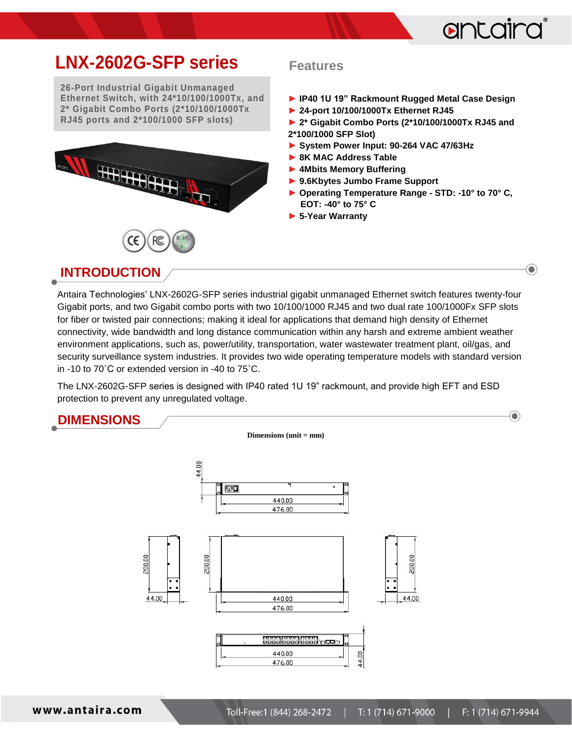# LNX-2602G-SFP series

**26-Port Industrial Gigabit Unmanaged Ethernet Switch, with 24*10/100/1000Tx, and 2* Gigabit Combo Ports (2*10/100/1000Tx RJ45 ports and 2*100/1000 SFP slots)**

## Features

- **IP40 1U 19" Rackmount Rugged Metal Case Design**
- **24-port 10/100/1000Tx Ethernet RJ45**
- **2* Gigabit Combo Ports (2*10/100/1000Tx RJ45 and 2*100/1000 SFP Slot)**
- **System Power Input: 90-264 VAC 47/63Hz**
- **8K MAC Address Table**
- **4Mbits Memory Buffering**
- **9.6Kbytes Jumbo Frame Support**
- **Operating Temperature Range - STD: -10° to 70° C, EOT: -40° to 75° C**
- **5-Year Warranty**

## INTRODUCTION

Antaira Technologies' LNX-2602G-SFP series industrial gigabit unmanaged Ethernet switch features twenty-four Gigabit ports, and two Gigabit combo ports with two 10/100/1000 RJ45 and two dual rate 100/1000Fx SFP slots for fiber or twisted pair connections; making it ideal for applications that demand high density of Ethernet connectivity, wide bandwidth and long distance communication within any harsh and extreme ambient weather environment applications, such as, power/utility, transportation, water wastewater treatment plant, oil/gas, and security surveillance system industries. It provides two wide operating temperature models with standard version in -10 to 70˚C or extended version in -40 to 75˚C.

The LNX-2602G-SFP series is designed with IP40 rated 1U 19" rackmount, and provide high EFT and ESD protection to prevent any unregulated voltage.

## DIMENSIONS

**Dimensions (unit = mm)**

44.00
440.00
476.00
200.00
44.00
200.00
440.00
476.00
200.00
44.00
440.00
476.00
44.00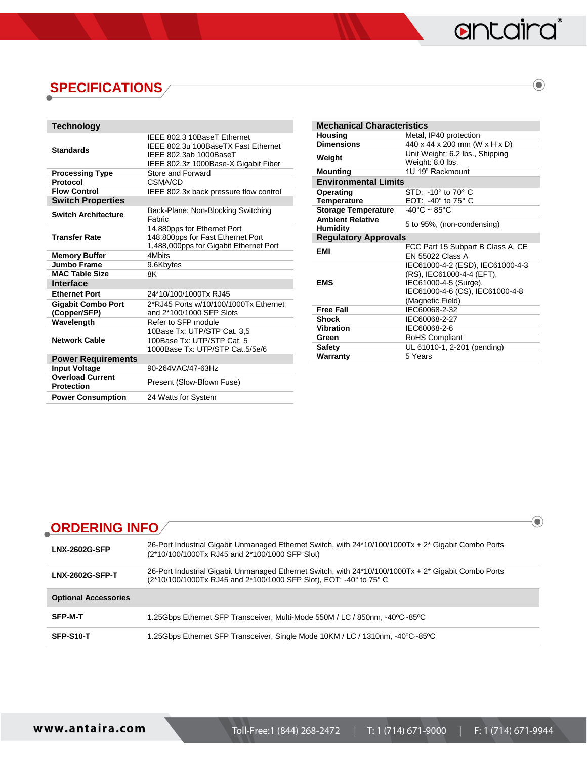## SPECIFICATIONS

| | |
|---|---|
| **Technology** | |
| **Standards** | IEEE 802.3 10BaseT Ethernet<br>IEEE 802.3u 100BaseTX Fast Ethernet<br>IEEE 802.3ab 1000BaseT<br>IEEE 802.3z 1000Base-X Gigabit Fiber |
| **Processing Type** | Store and Forward |
| **Protocol** | CSMA/CD |
| **Flow Control** | IEEE 802.3x back pressure flow control |
| **Switch Properties** | |
| **Switch Architecture** | Back-Plane: Non-Blocking Switching Fabric |
| **Transfer Rate** | 14,880pps for Ethernet Port<br>148,800pps for Fast Ethernet Port<br>1,488,000pps for Gigabit Ethernet Port |
| **Memory Buffer** | 4Mbits |
| **Jumbo Frame** | 9.6Kbytes |
| **MAC Table Size** | 8K |
| **Interface** | |
| **Ethernet Port** | 24*10/100/1000Tx RJ45 |
| **Gigabit Combo Port (Copper/SFP)** | 2*RJ45 Ports w/10/100/1000Tx Ethernet and 2*100/1000 SFP Slots |
| **Wavelength** | Refer to SFP module |
| **Network Cable** | 10Base Tx: UTP/STP Cat. 3,5<br>100Base Tx: UTP/STP Cat. 5<br>1000Base Tx: UTP/STP Cat.5/5e/6 |
| **Power Requirements** | |
| **Input Voltage** | 90-264VAC/47-63Hz |
| **Overload Current Protection** | Present (Slow-Blown Fuse) |
| **Power Consumption** | 24 Watts for System |

| | |
|---|---|
| **Mechanical Characteristics** | |
| **Housing** | Metal, IP40 protection |
| **Dimensions** | 440 x 44 x 200 mm (W x H x D) |
| **Weight** | Unit Weight: 6.2 lbs., Shipping Weight: 8.0 lbs. |
| **Mounting** | 1U 19" Rackmount |
| **Environmental Limits** | |
| **Operating Temperature** | STD: -10° to 70° C<br>EOT: -40° to 75° C |
| **Storage Temperature** | -40°C ~ 85°C |
| **Ambient Relative Humidity** | 5 to 95%, (non-condensing) |
| **Regulatory Approvals** | |
| **EMI** | FCC Part 15 Subpart B Class A, CE EN 55022 Class A |
| **EMS** | IEC61000-4-2 (ESD), IEC61000-4-3 (RS), IEC61000-4-4 (EFT), IEC61000-4-5 (Surge), IEC61000-4-6 (CS), IEC61000-4-8 (Magnetic Field) |
| **Free Fall** | IEC60068-2-32 |
| **Shock** | IEC60068-2-27 |
| **Vibration** | IEC60068-2-6 |
| **Green** | RoHS Compliant |
| **Safety** | UL 61010-1, 2-201 (pending) |
| **Warranty** | 5 Years |

## ORDERING INFO

| | |
|---|---|
| **LNX-2602G-SFP** | 26-Port Industrial Gigabit Unmanaged Ethernet Switch, with 24*10/100/1000Tx + 2* Gigabit Combo Ports (2*10/100/1000Tx RJ45 and 2*100/1000 SFP Slot) |
| **LNX-2602G-SFP-T** | 26-Port Industrial Gigabit Unmanaged Ethernet Switch, with 24*10/100/1000Tx + 2* Gigabit Combo Ports (2*10/100/1000Tx RJ45 and 2*100/1000 SFP Slot), EOT: -40° to 75° C |
| **Optional Accessories** | |
| **SFP-M-T** | 1.25Gbps Ethernet SFP Transceiver, Multi-Mode 550M / LC / 850nm, -40ºC~85ºC |
| **SFP-S10-T** | 1.25Gbps Ethernet SFP Transceiver, Single Mode 10KM / LC / 1310nm, -40ºC~85ºC |

www.antaira.com Toll-Free:1 (844) 268-2472 | T: 1 (714) 671-9000 | F: 1 (714) 671-9944